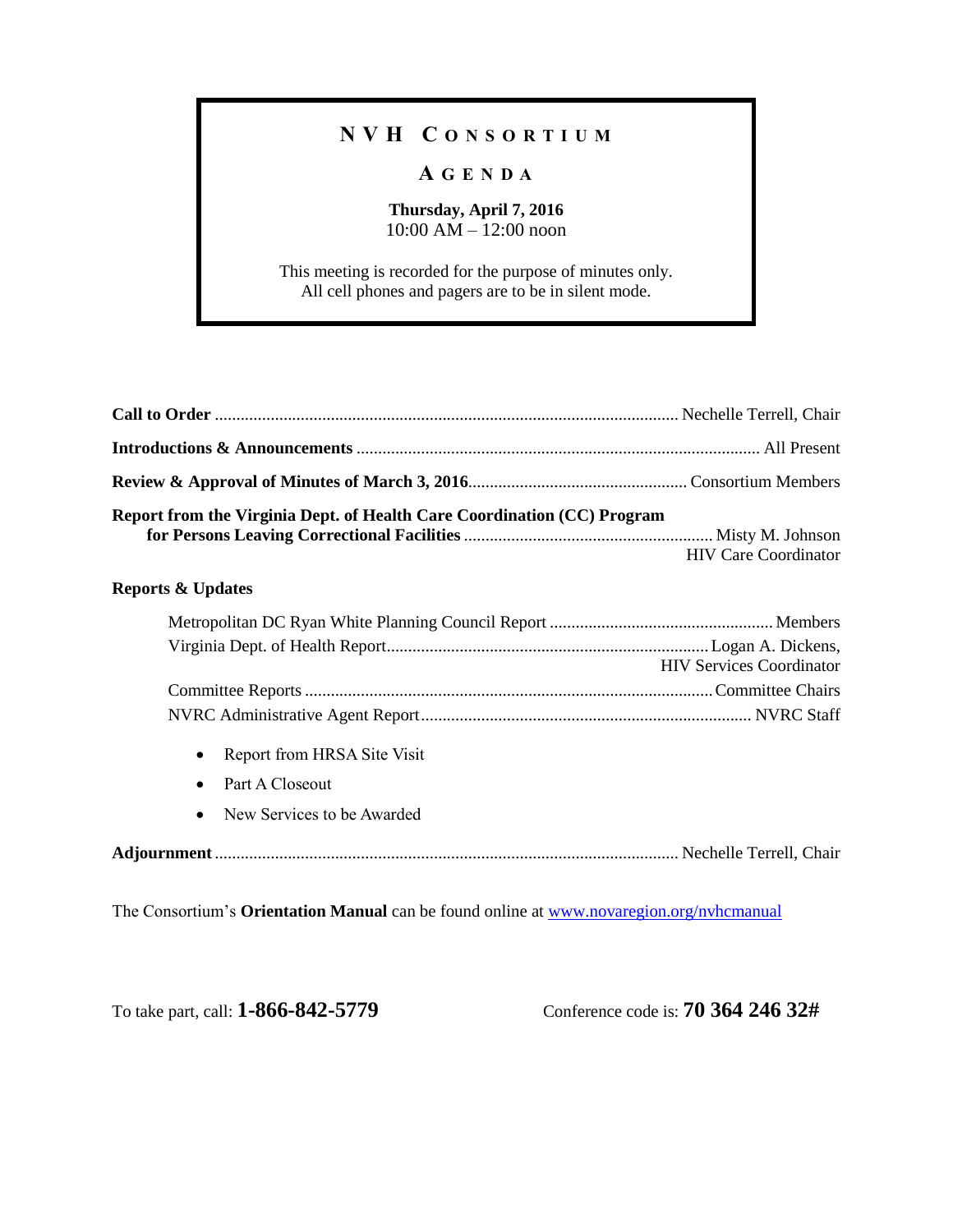# NVH Consortium

## Agenda

**Thursday, April 7, 2016**
10:00 AM – 12:00 noon

This meeting is recorded for the purpose of minutes only.
All cell phones and pagers are to be in silent mode.

**Call to Order** .......... Nechelle Terrell, Chair

**Introductions & Announcements** .......... All Present

**Review & Approval of Minutes of March 3, 2016** .......... Consortium Members

**Report from the Virginia Dept. of Health Care Coordination (CC) Program for Persons Leaving Correctional Facilities** .......... Misty M. Johnson, HIV Care Coordinator

**Reports & Updates**

- Metropolitan DC Ryan White Planning Council Report .......... Members
- Virginia Dept. of Health Report .......... Logan A. Dickens, HIV Services Coordinator
- Committee Reports .......... Committee Chairs
- NVRC Administrative Agent Report .......... NVRC Staff
  - Report from HRSA Site Visit
  - Part A Closeout
  - New Services to be Awarded

**Adjournment** .......... Nechelle Terrell, Chair

The Consortium's **Orientation Manual** can be found online at [www.novaregion.org/nvhcmanual](http://www.novaregion.org/nvhcmanual)

To take part, call: **1-866-842-5779**

Conference code is: **70 364 246 32#**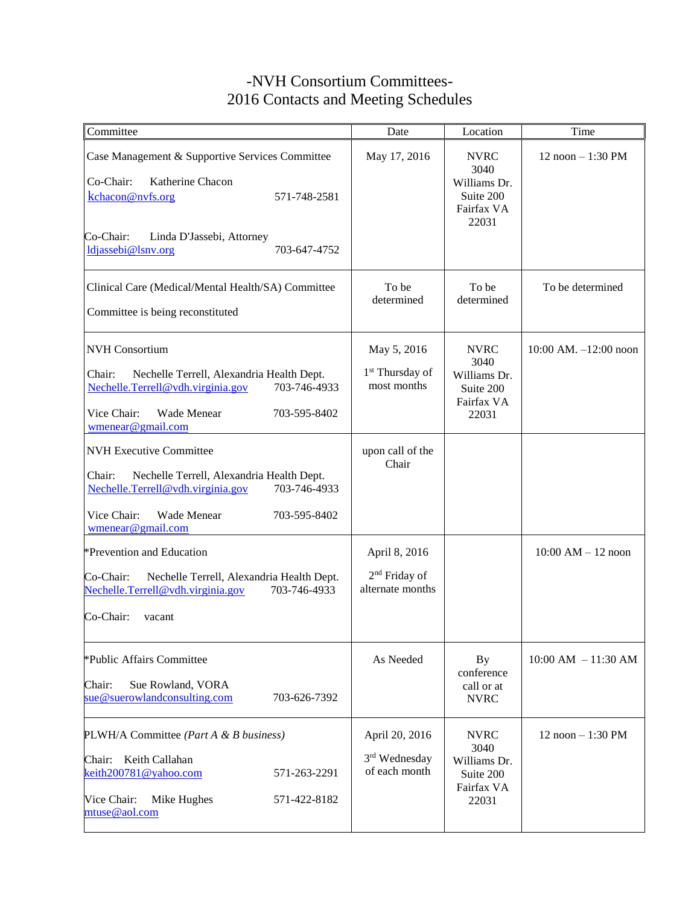# -NVH Consortium Committees-
## 2016 Contacts and Meeting Schedules

| Committee | Date | Location | Time |
|---|---|---|---|
| Case Management & Supportive Services Committee<br><br>Co-Chair: Katherine Chacon<br>kchacon@nvfs.org 571-748-2581<br><br>Co-Chair: Linda D'Jassebi, Attorney<br>ldjassebi@lsnv.org 703-647-4752 | May 17, 2016 | NVRC 3040 Williams Dr. Suite 200 Fairfax VA 22031 | 12 noon – 1:30 PM |
| Clinical Care (Medical/Mental Health/SA) Committee<br><br>Committee is being reconstituted | To be determined | To be determined | To be determined |
| NVH Consortium<br><br>Chair: Nechelle Terrell, Alexandria Health Dept.<br>Nechelle.Terrell@vdh.virginia.gov 703-746-4933<br><br>Vice Chair: Wade Menear 703-595-8402<br>wmenear@gmail.com | May 5, 2016<br><br>1st Thursday of most months | NVRC 3040 Williams Dr. Suite 200 Fairfax VA 22031 | 10:00 AM. –12:00 noon |
| NVH Executive Committee<br><br>Chair: Nechelle Terrell, Alexandria Health Dept.<br>Nechelle.Terrell@vdh.virginia.gov 703-746-4933<br><br>Vice Chair: Wade Menear 703-595-8402<br>wmenear@gmail.com | upon call of the Chair | | |
| *Prevention and Education<br><br>Co-Chair: Nechelle Terrell, Alexandria Health Dept.<br>Nechelle.Terrell@vdh.virginia.gov 703-746-4933<br><br>Co-Chair: vacant | April 8, 2016<br><br>2nd Friday of alternate months | | 10:00 AM – 12 noon |
| *Public Affairs Committee<br><br>Chair: Sue Rowland, VORA<br>sue@suerowlandconsulting.com 703-626-7392 | As Needed | By conference call or at NVRC | 10:00 AM – 11:30 AM |
| PLWH/A Committee *(Part A & B business)*<br><br>Chair: Keith Callahan<br>keith200781@yahoo.com 571-263-2291<br><br>Vice Chair: Mike Hughes 571-422-8182<br>mtuse@aol.com | April 20, 2016<br><br>3rd Wednesday of each month | NVRC 3040 Williams Dr. Suite 200 Fairfax VA 22031 | 12 noon – 1:30 PM |